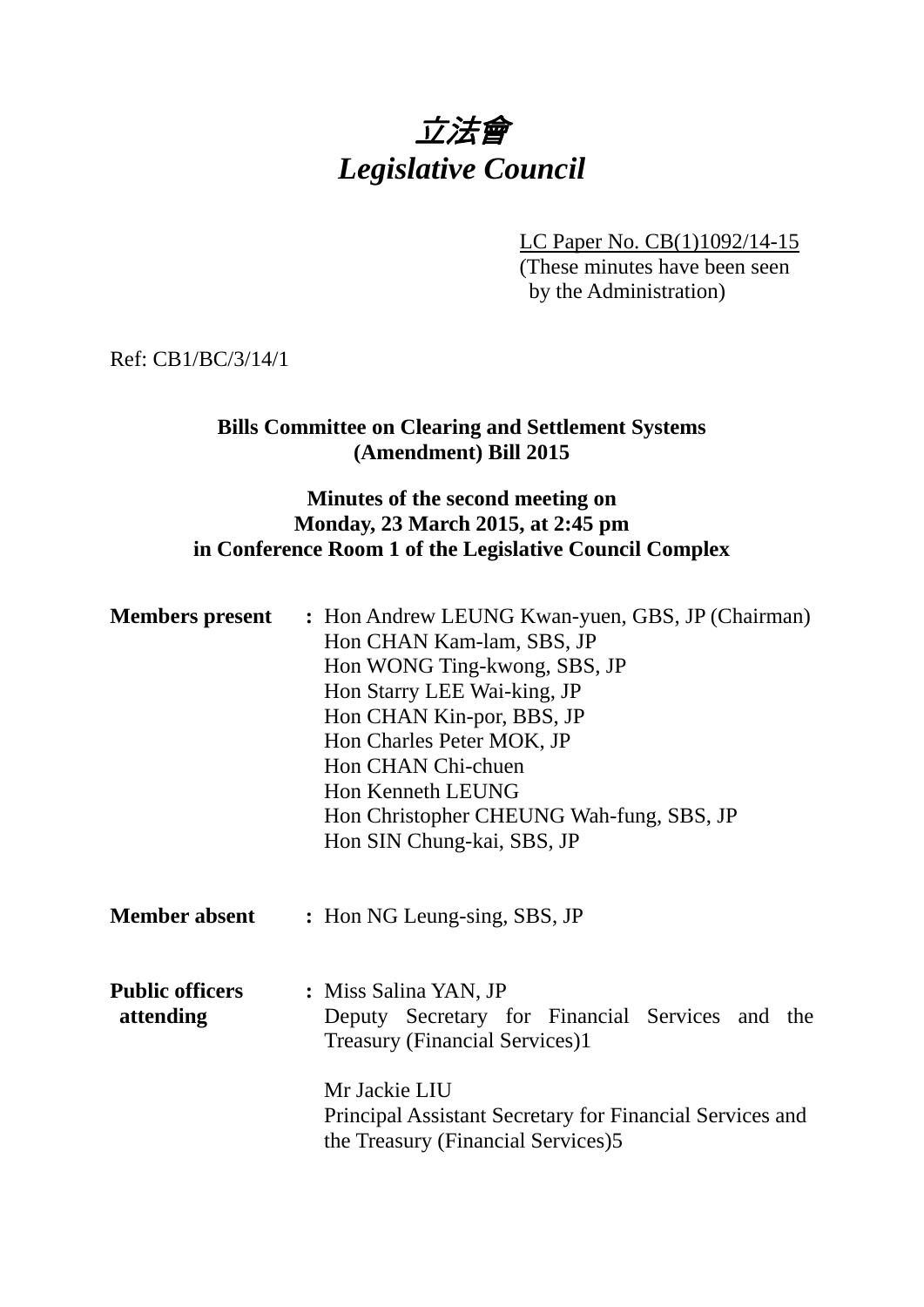# *立法會*
# *Legislative Council*

LC Paper No. CB(1)1092/14-15
(These minutes have been seen by the Administration)

Ref: CB1/BC/3/14/1

**Bills Committee on Clearing and Settlement Systems (Amendment) Bill 2015**

**Minutes of the second meeting on Monday, 23 March 2015, at 2:45 pm in Conference Room 1 of the Legislative Council Complex**

**Members present** : Hon Andrew LEUNG Kwan-yuen, GBS, JP (Chairman)
Hon CHAN Kam-lam, SBS, JP
Hon WONG Ting-kwong, SBS, JP
Hon Starry LEE Wai-king, JP
Hon CHAN Kin-por, BBS, JP
Hon Charles Peter MOK, JP
Hon CHAN Chi-chuen
Hon Kenneth LEUNG
Hon Christopher CHEUNG Wah-fung, SBS, JP
Hon SIN Chung-kai, SBS, JP

**Member absent** : Hon NG Leung-sing, SBS, JP

**Public officers attending** : Miss Salina YAN, JP
Deputy Secretary for Financial Services and the Treasury (Financial Services)1

Mr Jackie LIU
Principal Assistant Secretary for Financial Services and the Treasury (Financial Services)5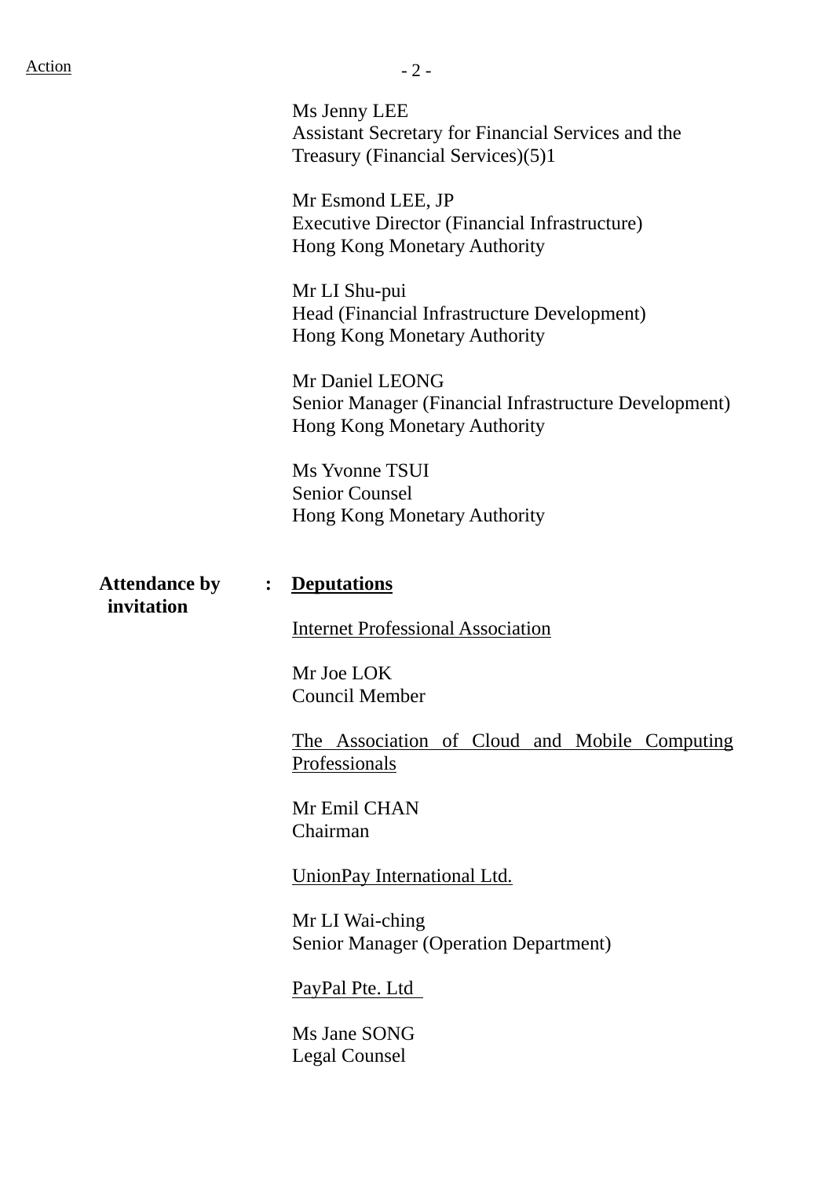Action

Ms Jenny LEE
Assistant Secretary for Financial Services and the Treasury (Financial Services)(5)1

Mr Esmond LEE, JP
Executive Director (Financial Infrastructure)
Hong Kong Monetary Authority

Mr LI Shu-pui
Head (Financial Infrastructure Development)
Hong Kong Monetary Authority

Mr Daniel LEONG
Senior Manager (Financial Infrastructure Development)
Hong Kong Monetary Authority

Ms Yvonne TSUI
Senior Counsel
Hong Kong Monetary Authority

**Attendance by invitation** : **Deputations**

Internet Professional Association

Mr Joe LOK
Council Member

The Association of Cloud and Mobile Computing Professionals

Mr Emil CHAN
Chairman

UnionPay International Ltd.

Mr LI Wai-ching
Senior Manager (Operation Department)

PayPal Pte. Ltd

Ms Jane SONG
Legal Counsel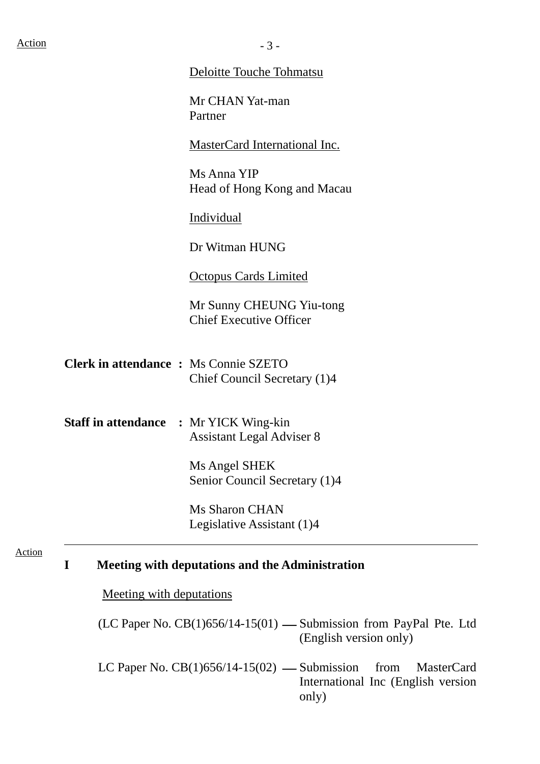Deloitte Touche Tohmatsu

Mr CHAN Yat-man
Partner

MasterCard International Inc.

Ms Anna YIP
Head of Hong Kong and Macau

Individual

Dr Witman HUNG

Octopus Cards Limited

Mr Sunny CHEUNG Yiu-tong
Chief Executive Officer

**Clerk in attendance :** Ms Connie SZETO
Chief Council Secretary (1)4

**Staff in attendance :** Mr YICK Wing-kin
Assistant Legal Adviser 8

Ms Angel SHEK
Senior Council Secretary (1)4

Ms Sharon CHAN
Legislative Assistant (1)4

---

Action

## I Meeting with deputations and the Administration

Meeting with deputations

(LC Paper No. CB(1)656/14-15(01) — Submission from PayPal Pte. Ltd (English version only)

LC Paper No. CB(1)656/14-15(02) — Submission from MasterCard International Inc (English version only)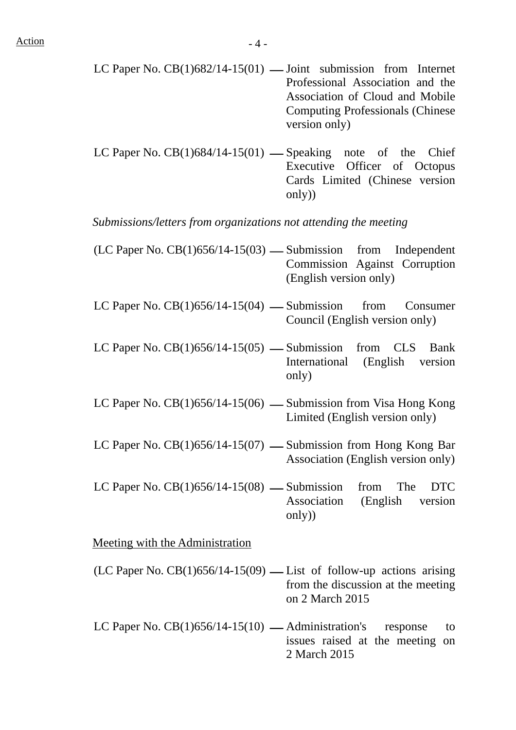LC Paper No. CB(1)682/14-15(01) — Joint submission from Internet Professional Association and the Association of Cloud and Mobile Computing Professionals (Chinese version only)

LC Paper No. CB(1)684/14-15(01) — Speaking note of the Chief Executive Officer of Octopus Cards Limited (Chinese version only))

*Submissions/letters from organizations not attending the meeting*

(LC Paper No. CB(1)656/14-15(03) — Submission from Independent Commission Against Corruption (English version only)

LC Paper No. CB(1)656/14-15(04) — Submission from Consumer Council (English version only)

LC Paper No. CB(1)656/14-15(05) — Submission from CLS Bank International (English version only)

LC Paper No. CB(1)656/14-15(06) — Submission from Visa Hong Kong Limited (English version only)

LC Paper No. CB(1)656/14-15(07) — Submission from Hong Kong Bar Association (English version only)

LC Paper No. CB(1)656/14-15(08) — Submission from The DTC Association (English version only))

<u>Meeting with the Administration</u>

(LC Paper No. CB(1)656/14-15(09) — List of follow-up actions arising from the discussion at the meeting on 2 March 2015

LC Paper No. CB(1)656/14-15(10) — Administration's response to issues raised at the meeting on 2 March 2015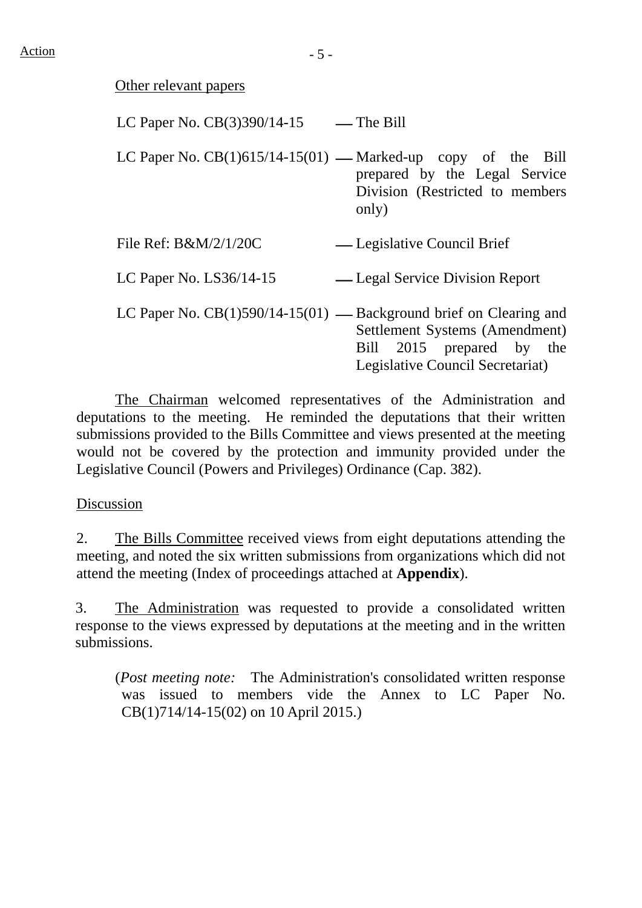Action

Other relevant papers

| | |
|---|---|
| LC Paper No. CB(3)390/14-15 | — The Bill |
| LC Paper No. CB(1)615/14-15(01) | — Marked-up copy of the Bill prepared by the Legal Service Division (Restricted to members only) |
| File Ref: B&M/2/1/20C | — Legislative Council Brief |
| LC Paper No. LS36/14-15 | — Legal Service Division Report |
| LC Paper No. CB(1)590/14-15(01) | — Background brief on Clearing and Settlement Systems (Amendment) Bill 2015 prepared by the Legislative Council Secretariat) |

The Chairman welcomed representatives of the Administration and deputations to the meeting. He reminded the deputations that their written submissions provided to the Bills Committee and views presented at the meeting would not be covered by the protection and immunity provided under the Legislative Council (Powers and Privileges) Ordinance (Cap. 382).

Discussion

2. The Bills Committee received views from eight deputations attending the meeting, and noted the six written submissions from organizations which did not attend the meeting (Index of proceedings attached at **Appendix**).

3. The Administration was requested to provide a consolidated written response to the views expressed by deputations at the meeting and in the written submissions.

(*Post meeting note:* The Administration's consolidated written response was issued to members vide the Annex to LC Paper No. CB(1)714/14-15(02) on 10 April 2015.)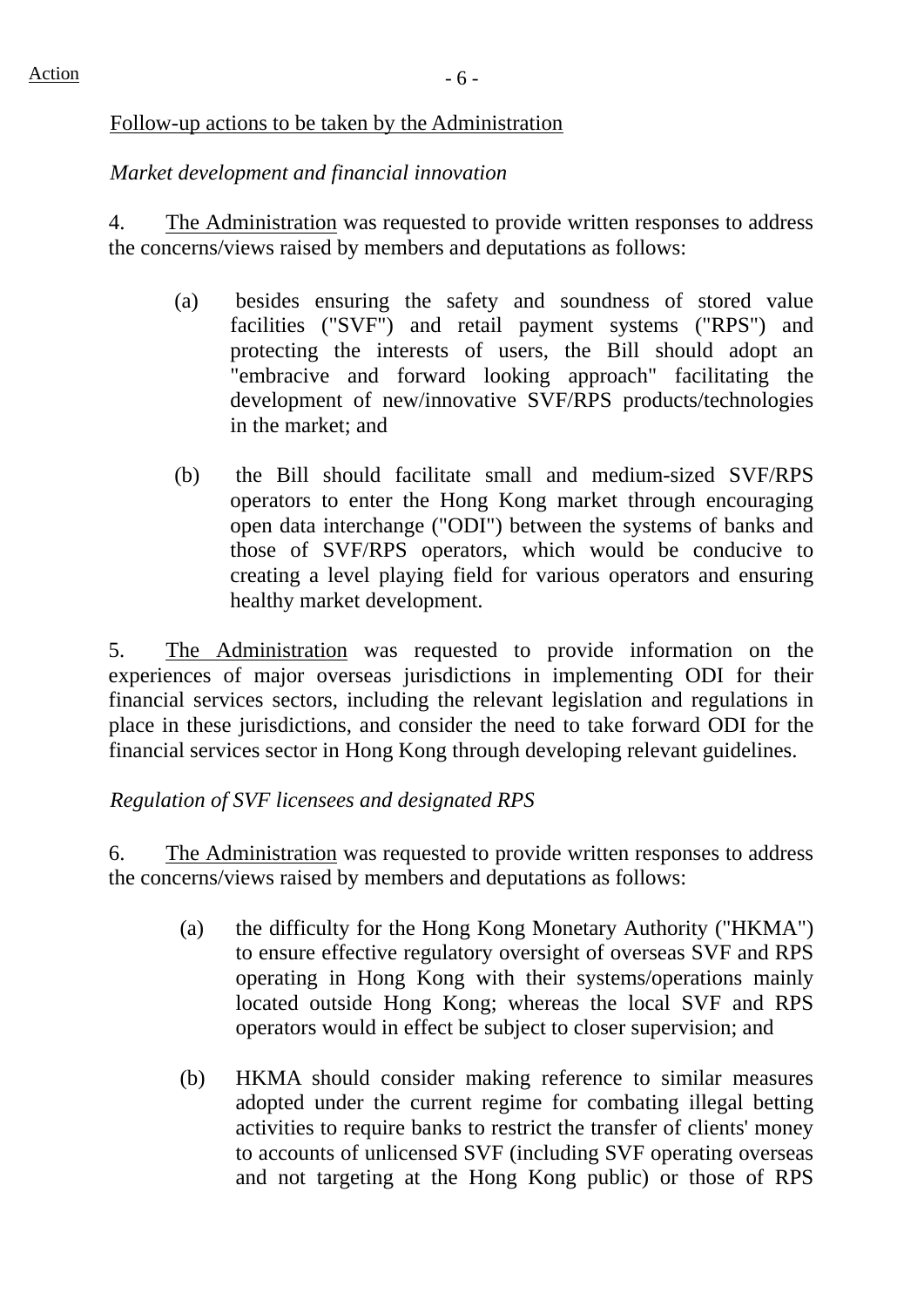Action

Follow-up actions to be taken by the Administration

*Market development and financial innovation*

4. The Administration was requested to provide written responses to address the concerns/views raised by members and deputations as follows:

(a) besides ensuring the safety and soundness of stored value facilities ("SVF") and retail payment systems ("RPS") and protecting the interests of users, the Bill should adopt an "embracive and forward looking approach" facilitating the development of new/innovative SVF/RPS products/technologies in the market; and

(b) the Bill should facilitate small and medium-sized SVF/RPS operators to enter the Hong Kong market through encouraging open data interchange ("ODI") between the systems of banks and those of SVF/RPS operators, which would be conducive to creating a level playing field for various operators and ensuring healthy market development.

5. The Administration was requested to provide information on the experiences of major overseas jurisdictions in implementing ODI for their financial services sectors, including the relevant legislation and regulations in place in these jurisdictions, and consider the need to take forward ODI for the financial services sector in Hong Kong through developing relevant guidelines.

*Regulation of SVF licensees and designated RPS*

6. The Administration was requested to provide written responses to address the concerns/views raised by members and deputations as follows:

(a) the difficulty for the Hong Kong Monetary Authority ("HKMA") to ensure effective regulatory oversight of overseas SVF and RPS operating in Hong Kong with their systems/operations mainly located outside Hong Kong; whereas the local SVF and RPS operators would in effect be subject to closer supervision; and

(b) HKMA should consider making reference to similar measures adopted under the current regime for combating illegal betting activities to require banks to restrict the transfer of clients' money to accounts of unlicensed SVF (including SVF operating overseas and not targeting at the Hong Kong public) or those of RPS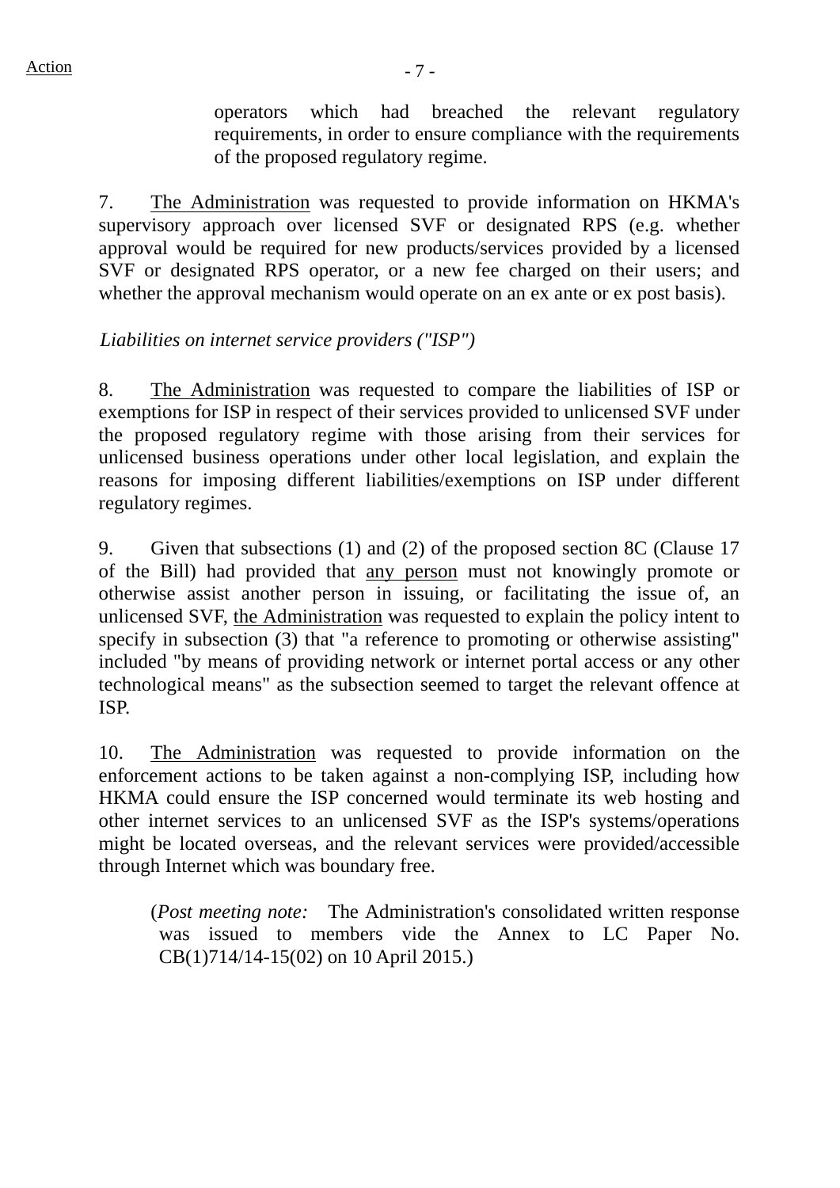operators which had breached the relevant regulatory requirements, in order to ensure compliance with the requirements of the proposed regulatory regime.

7. The Administration was requested to provide information on HKMA's supervisory approach over licensed SVF or designated RPS (e.g. whether approval would be required for new products/services provided by a licensed SVF or designated RPS operator, or a new fee charged on their users; and whether the approval mechanism would operate on an ex ante or ex post basis).

*Liabilities on internet service providers ("ISP")*

8. The Administration was requested to compare the liabilities of ISP or exemptions for ISP in respect of their services provided to unlicensed SVF under the proposed regulatory regime with those arising from their services for unlicensed business operations under other local legislation, and explain the reasons for imposing different liabilities/exemptions on ISP under different regulatory regimes.

9. Given that subsections (1) and (2) of the proposed section 8C (Clause 17 of the Bill) had provided that any person must not knowingly promote or otherwise assist another person in issuing, or facilitating the issue of, an unlicensed SVF, the Administration was requested to explain the policy intent to specify in subsection (3) that "a reference to promoting or otherwise assisting" included "by means of providing network or internet portal access or any other technological means" as the subsection seemed to target the relevant offence at ISP.

10. The Administration was requested to provide information on the enforcement actions to be taken against a non-complying ISP, including how HKMA could ensure the ISP concerned would terminate its web hosting and other internet services to an unlicensed SVF as the ISP's systems/operations might be located overseas, and the relevant services were provided/accessible through Internet which was boundary free.

(*Post meeting note:* The Administration's consolidated written response was issued to members vide the Annex to LC Paper No. CB(1)714/14-15(02) on 10 April 2015.)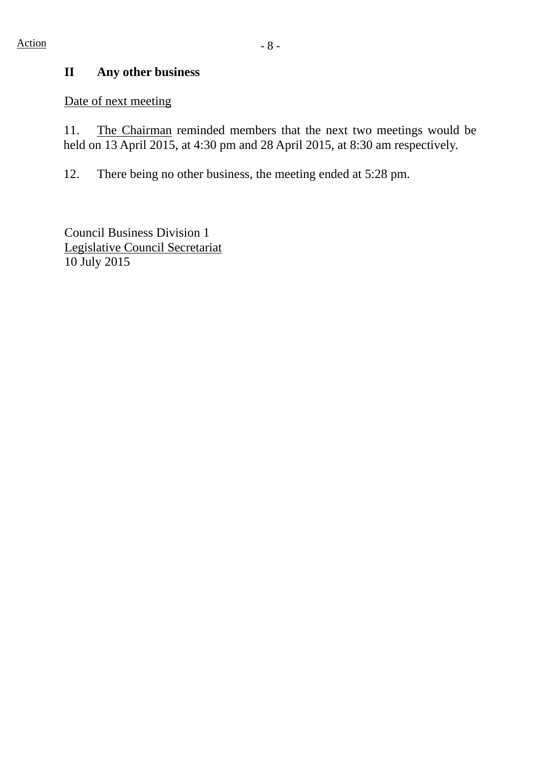Action

## II Any other business

<u>Date of next meeting</u>

11. <u>The Chairman</u> reminded members that the next two meetings would be held on 13 April 2015, at 4:30 pm and 28 April 2015, at 8:30 am respectively.

12. There being no other business, the meeting ended at 5:28 pm.

Council Business Division 1
<u>Legislative Council Secretariat</u>
10 July 2015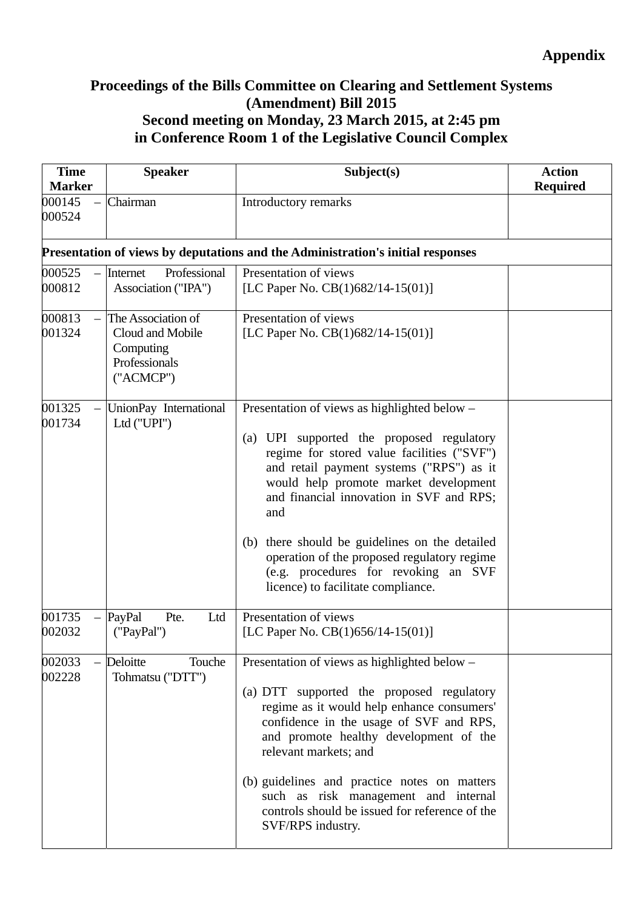**Appendix**

## Proceedings of the Bills Committee on Clearing and Settlement Systems (Amendment) Bill 2015
## Second meeting on Monday, 23 March 2015, at 2:45 pm in Conference Room 1 of the Legislative Council Complex

| Time Marker | Speaker | Subject(s) | Action Required |
|---|---|---|---|
| 000145 – 000524 | Chairman | Introductory remarks | |
| **Presentation of views by deputations and the Administration's initial responses** | | | |
| 000525 – 000812 | Internet Professional Association ("IPA") | Presentation of views<br>[LC Paper No. CB(1)682/14-15(01)] | |
| 000813 – 001324 | The Association of Cloud and Mobile Computing Professionals ("ACMCP") | Presentation of views<br>[LC Paper No. CB(1)682/14-15(01)] | |
| 001325 – 001734 | UnionPay International Ltd ("UPI") | Presentation of views as highlighted below –<br><br>(a) UPI supported the proposed regulatory regime for stored value facilities ("SVF") and retail payment systems ("RPS") as it would help promote market development and financial innovation in SVF and RPS; and<br><br>(b) there should be guidelines on the detailed operation of the proposed regulatory regime (e.g. procedures for revoking an SVF licence) to facilitate compliance. | |
| 001735 – 002032 | PayPal Pte. Ltd ("PayPal") | Presentation of views<br>[LC Paper No. CB(1)656/14-15(01)] | |
| 002033 – 002228 | Deloitte Touche Tohmatsu ("DTT") | Presentation of views as highlighted below –<br><br>(a) DTT supported the proposed regulatory regime as it would help enhance consumers' confidence in the usage of SVF and RPS, and promote healthy development of the relevant markets; and<br><br>(b) guidelines and practice notes on matters such as risk management and internal controls should be issued for reference of the SVF/RPS industry. | |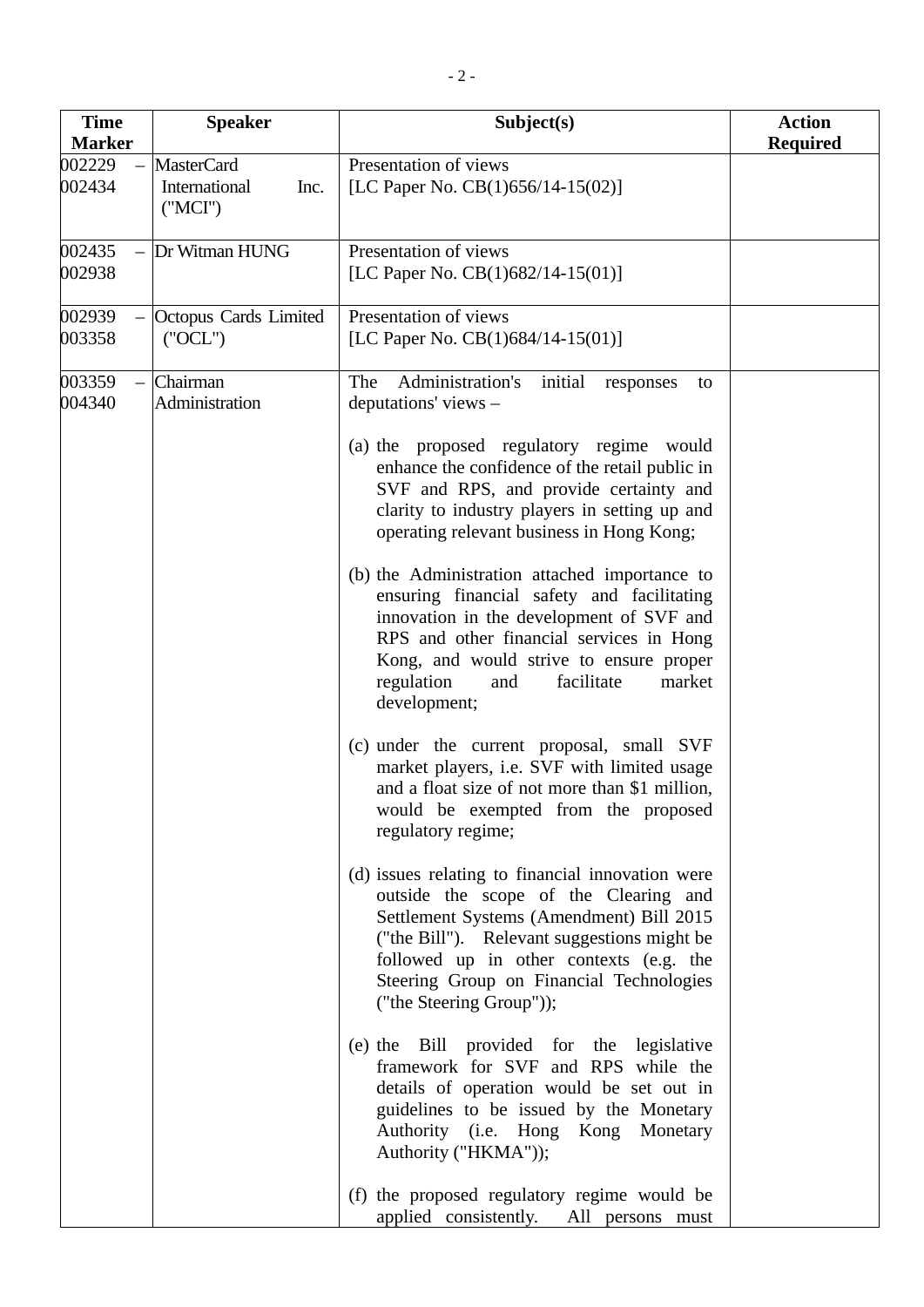| Time Marker | Speaker | Subject(s) | Action Required |
|---|---|---|---|
| 002229 – 002434 | MasterCard International Inc. ("MCI") | Presentation of views [LC Paper No. CB(1)656/14-15(02)] | |
| 002435 – 002938 | Dr Witman HUNG | Presentation of views [LC Paper No. CB(1)682/14-15(01)] | |
| 002939 – 003358 | Octopus Cards Limited ("OCL") | Presentation of views [LC Paper No. CB(1)684/14-15(01)] | |
| 003359 – 004340 | Chairman Administration | The Administration's initial responses to deputations' views –<br><br>(a) the proposed regulatory regime would enhance the confidence of the retail public in SVF and RPS, and provide certainty and clarity to industry players in setting up and operating relevant business in Hong Kong;<br><br>(b) the Administration attached importance to ensuring financial safety and facilitating innovation in the development of SVF and RPS and other financial services in Hong Kong, and would strive to ensure proper regulation and facilitate market development;<br><br>(c) under the current proposal, small SVF market players, i.e. SVF with limited usage and a float size of not more than $1 million, would be exempted from the proposed regulatory regime;<br><br>(d) issues relating to financial innovation were outside the scope of the Clearing and Settlement Systems (Amendment) Bill 2015 ("the Bill"). Relevant suggestions might be followed up in other contexts (e.g. the Steering Group on Financial Technologies ("the Steering Group"));<br><br>(e) the Bill provided for the legislative framework for SVF and RPS while the details of operation would be set out in guidelines to be issued by the Monetary Authority (i.e. Hong Kong Monetary Authority ("HKMA"));<br><br>(f) the proposed regulatory regime would be applied consistently. All persons must | |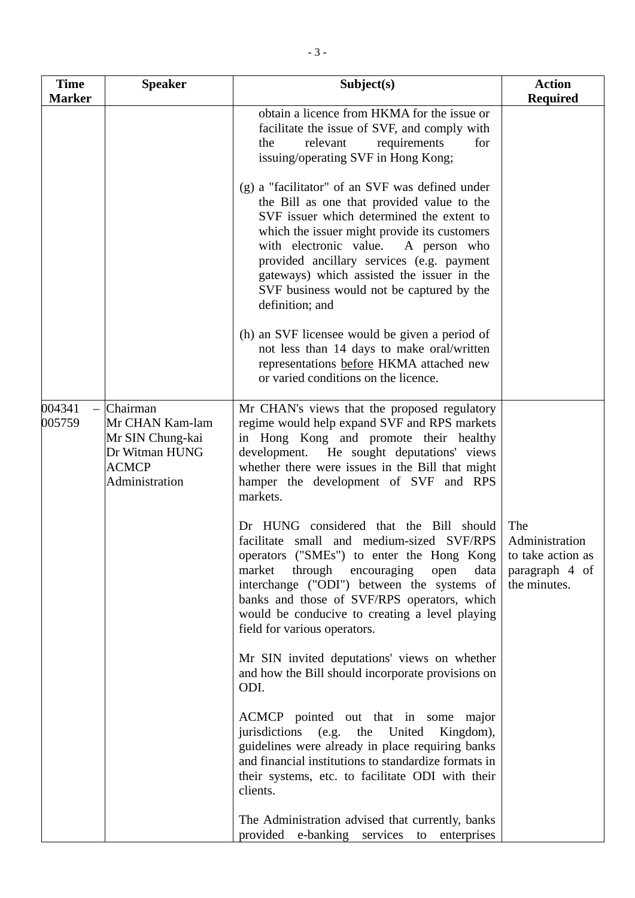| Time Marker | Speaker | Subject(s) | Action Required |
|---|---|---|---|
| | | obtain a licence from HKMA for the issue or facilitate the issue of SVF, and comply with the relevant requirements for issuing/operating SVF in Hong Kong;<br><br>(g) a "facilitator" of an SVF was defined under the Bill as one that provided value to the SVF issuer which determined the extent to which the issuer might provide its customers with electronic value. A person who provided ancillary services (e.g. payment gateways) which assisted the issuer in the SVF business would not be captured by the definition; and<br><br>(h) an SVF licensee would be given a period of not less than 14 days to make oral/written representations before HKMA attached new or varied conditions on the licence. | |
| 004341 – 005759 | Chairman<br>Mr CHAN Kam-lam<br>Mr SIN Chung-kai<br>Dr Witman HUNG<br>ACMCP<br>Administration | Mr CHAN's views that the proposed regulatory regime would help expand SVF and RPS markets in Hong Kong and promote their healthy development. He sought deputations' views whether there were issues in the Bill that might hamper the development of SVF and RPS markets.<br><br>Dr HUNG considered that the Bill should facilitate small and medium-sized SVF/RPS operators ("SMEs") to enter the Hong Kong market through encouraging open data interchange ("ODI") between the systems of banks and those of SVF/RPS operators, which would be conducive to creating a level playing field for various operators.<br><br>Mr SIN invited deputations' views on whether and how the Bill should incorporate provisions on ODI.<br><br>ACMCP pointed out that in some major jurisdictions (e.g. the United Kingdom), guidelines were already in place requiring banks and financial institutions to standardize formats in their systems, etc. to facilitate ODI with their clients.<br><br>The Administration advised that currently, banks provided e-banking services to enterprises | The Administration to take action as paragraph 4 of the minutes. |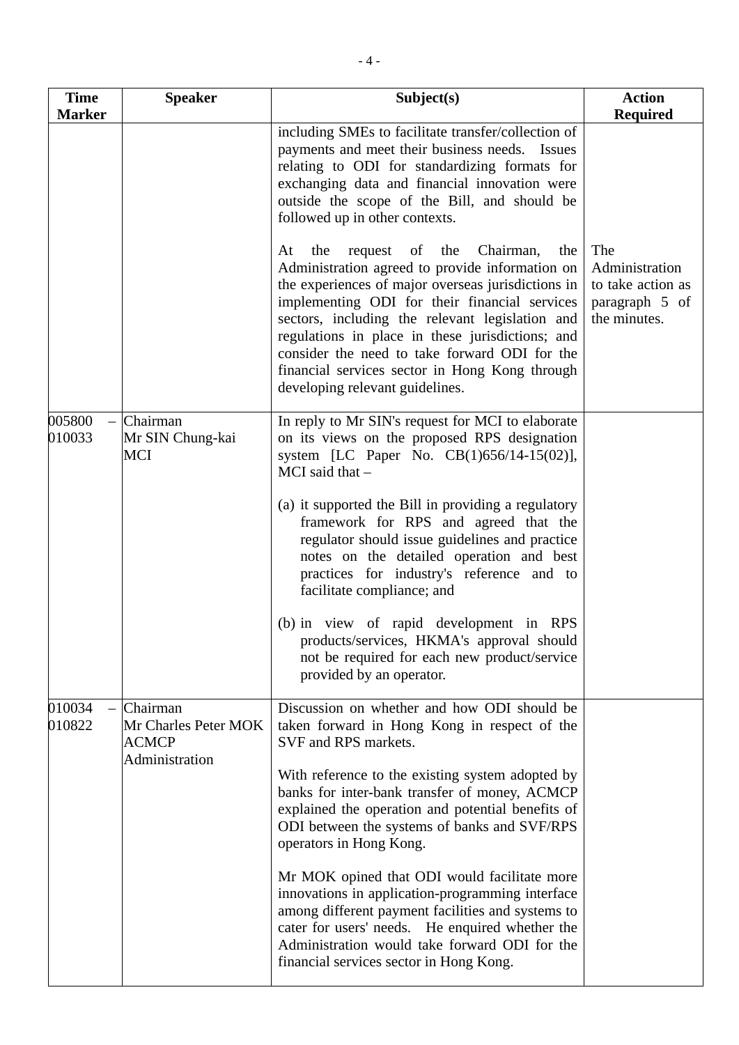| Time Marker | Speaker | Subject(s) | Action Required |
|---|---|---|---|
| | | including SMEs to facilitate transfer/collection of payments and meet their business needs. Issues relating to ODI for standardizing formats for exchanging data and financial innovation were outside the scope of the Bill, and should be followed up in other contexts.<br><br>At the request of the Chairman, the Administration agreed to provide information on the experiences of major overseas jurisdictions in implementing ODI for their financial services sectors, including the relevant legislation and regulations in place in these jurisdictions; and consider the need to take forward ODI for the financial services sector in Hong Kong through developing relevant guidelines. | The Administration to take action as paragraph 5 of the minutes. |
| 005800 – 010033 | Chairman<br>Mr SIN Chung-kai<br>MCI | In reply to Mr SIN's request for MCI to elaborate on its views on the proposed RPS designation system [LC Paper No. CB(1)656/14-15(02)], MCI said that –<br><br>(a) it supported the Bill in providing a regulatory framework for RPS and agreed that the regulator should issue guidelines and practice notes on the detailed operation and best practices for industry's reference and to facilitate compliance; and<br><br>(b) in view of rapid development in RPS products/services, HKMA's approval should not be required for each new product/service provided by an operator. | |
| 010034 – 010822 | Chairman<br>Mr Charles Peter MOK<br>ACMCP<br>Administration | Discussion on whether and how ODI should be taken forward in Hong Kong in respect of the SVF and RPS markets.<br><br>With reference to the existing system adopted by banks for inter-bank transfer of money, ACMCP explained the operation and potential benefits of ODI between the systems of banks and SVF/RPS operators in Hong Kong.<br><br>Mr MOK opined that ODI would facilitate more innovations in application-programming interface among different payment facilities and systems to cater for users' needs. He enquired whether the Administration would take forward ODI for the financial services sector in Hong Kong. | |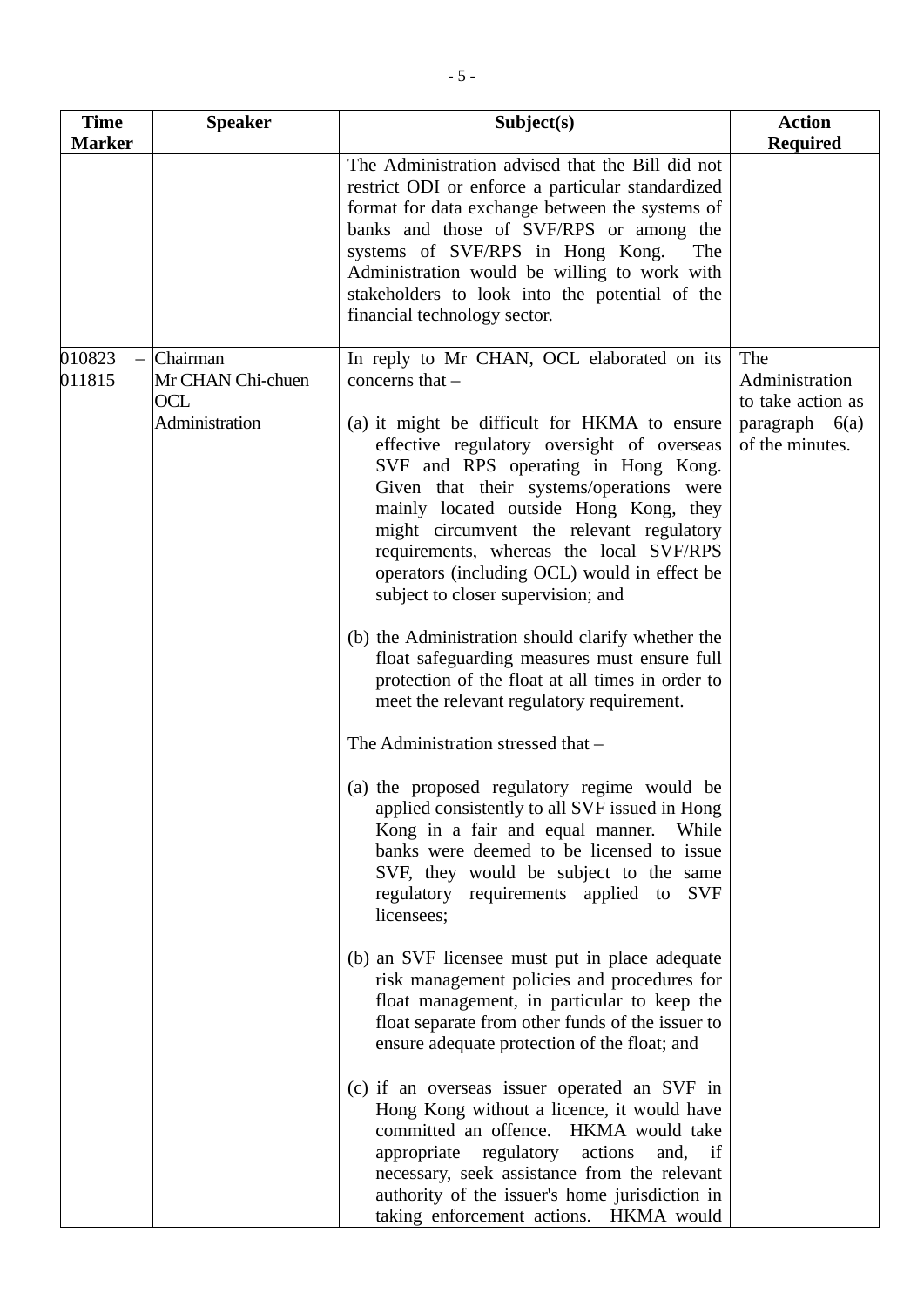| Time Marker | Speaker | Subject(s) | Action Required |
|---|---|---|---|
| | | The Administration advised that the Bill did not restrict ODI or enforce a particular standardized format for data exchange between the systems of banks and those of SVF/RPS or among the systems of SVF/RPS in Hong Kong. The Administration would be willing to work with stakeholders to look into the potential of the financial technology sector. | |
| 010823 – 011815 | Chairman<br>Mr CHAN Chi-chuen<br>OCL<br>Administration | In reply to Mr CHAN, OCL elaborated on its concerns that –<br><br>(a) it might be difficult for HKMA to ensure effective regulatory oversight of overseas SVF and RPS operating in Hong Kong. Given that their systems/operations were mainly located outside Hong Kong, they might circumvent the relevant regulatory requirements, whereas the local SVF/RPS operators (including OCL) would in effect be subject to closer supervision; and<br><br>(b) the Administration should clarify whether the float safeguarding measures must ensure full protection of the float at all times in order to meet the relevant regulatory requirement.<br><br>The Administration stressed that –<br><br>(a) the proposed regulatory regime would be applied consistently to all SVF issued in Hong Kong in a fair and equal manner. While banks were deemed to be licensed to issue SVF, they would be subject to the same regulatory requirements applied to SVF licensees;<br><br>(b) an SVF licensee must put in place adequate risk management policies and procedures for float management, in particular to keep the float separate from other funds of the issuer to ensure adequate protection of the float; and<br><br>(c) if an overseas issuer operated an SVF in Hong Kong without a licence, it would have committed an offence. HKMA would take appropriate regulatory actions and, if necessary, seek assistance from the relevant authority of the issuer's home jurisdiction in taking enforcement actions. HKMA would | The Administration to take action as paragraph 6(a) of the minutes. |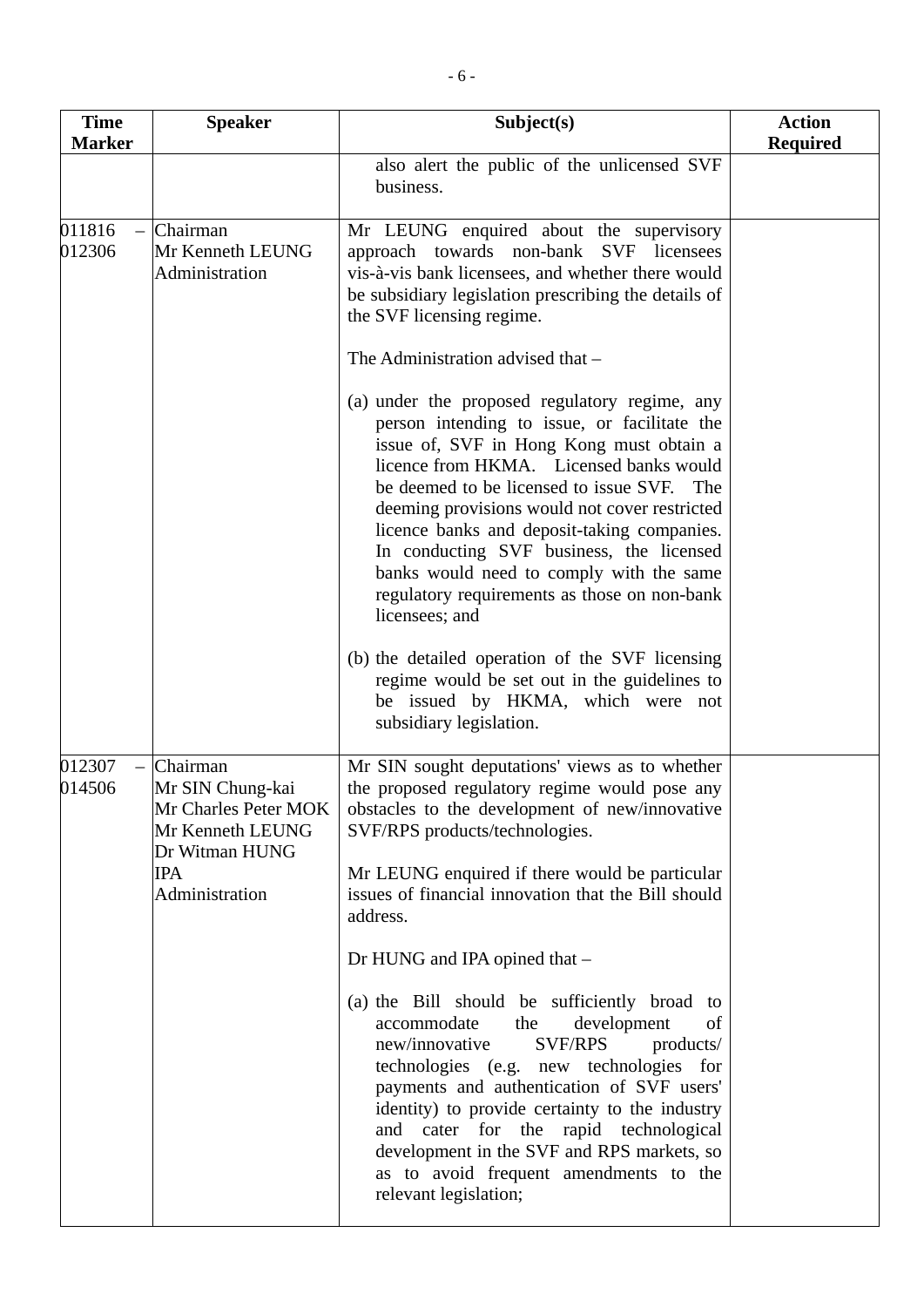| Time Marker | Speaker | Subject(s) | Action Required |
|---|---|---|---|
| | | also alert the public of the unlicensed SVF business. | |
| 011816 – 012306 | Chairman<br>Mr Kenneth LEUNG<br>Administration | Mr LEUNG enquired about the supervisory approach towards non-bank SVF licensees vis-à-vis bank licensees, and whether there would be subsidiary legislation prescribing the details of the SVF licensing regime.<br><br>The Administration advised that –<br><br>(a) under the proposed regulatory regime, any person intending to issue, or facilitate the issue of, SVF in Hong Kong must obtain a licence from HKMA. Licensed banks would be deemed to be licensed to issue SVF. The deeming provisions would not cover restricted licence banks and deposit-taking companies. In conducting SVF business, the licensed banks would need to comply with the same regulatory requirements as those on non-bank licensees; and<br><br>(b) the detailed operation of the SVF licensing regime would be set out in the guidelines to be issued by HKMA, which were not subsidiary legislation. | |
| 012307 – 014506 | Chairman<br>Mr SIN Chung-kai<br>Mr Charles Peter MOK<br>Mr Kenneth LEUNG<br>Dr Witman HUNG<br>IPA<br>Administration | Mr SIN sought deputations' views as to whether the proposed regulatory regime would pose any obstacles to the development of new/innovative SVF/RPS products/technologies.<br><br>Mr LEUNG enquired if there would be particular issues of financial innovation that the Bill should address.<br><br>Dr HUNG and IPA opined that –<br><br>(a) the Bill should be sufficiently broad to accommodate the development of new/innovative SVF/RPS products/ technologies (e.g. new technologies for payments and authentication of SVF users' identity) to provide certainty to the industry and cater for the rapid technological development in the SVF and RPS markets, so as to avoid frequent amendments to the relevant legislation; | |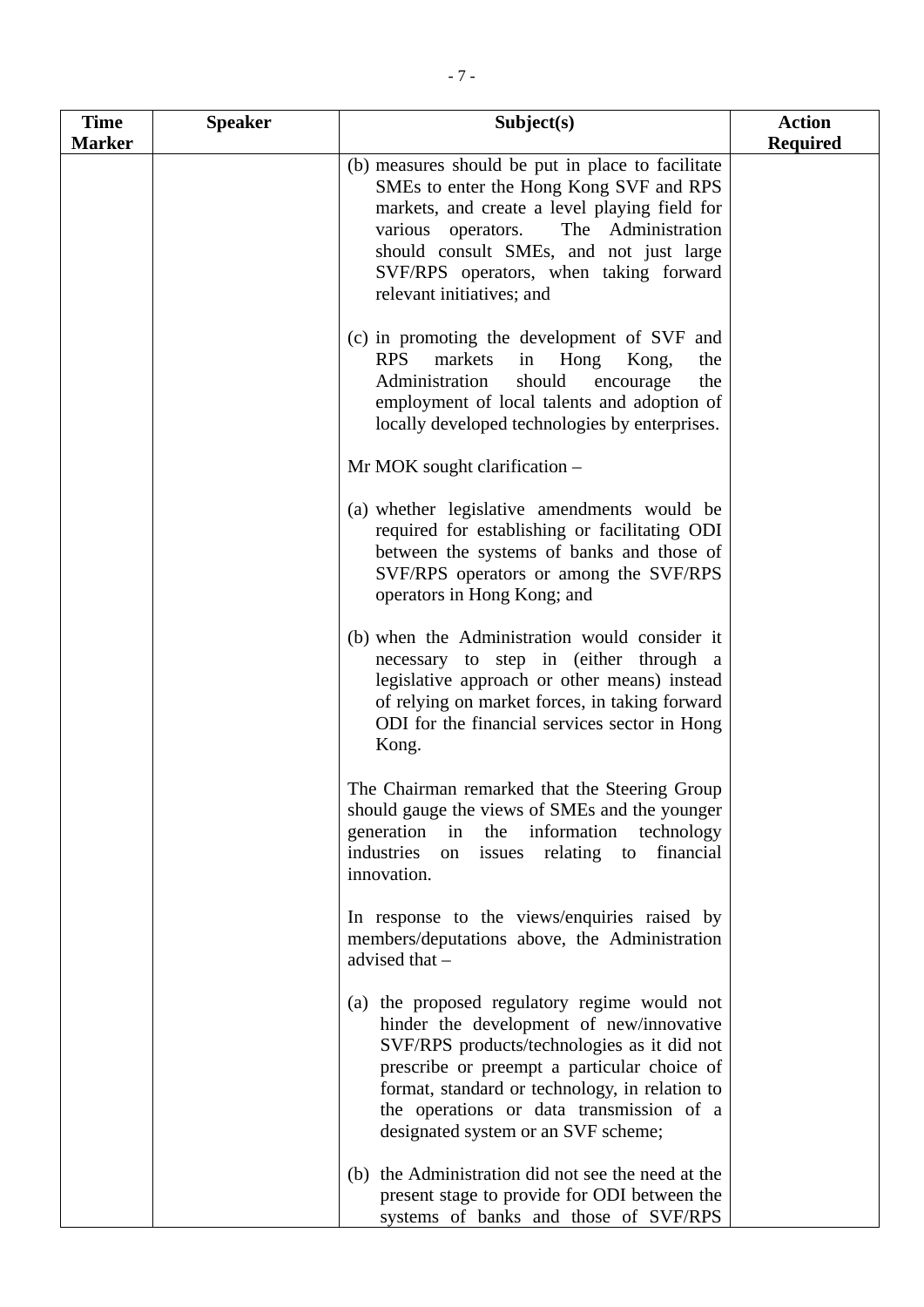| Time Marker | Speaker | Subject(s) | Action Required |
|---|---|---|---|
| | | (b) measures should be put in place to facilitate SMEs to enter the Hong Kong SVF and RPS markets, and create a level playing field for various operators. The Administration should consult SMEs, and not just large SVF/RPS operators, when taking forward relevant initiatives; and<br><br>(c) in promoting the development of SVF and RPS markets in Hong Kong, the Administration should encourage the employment of local talents and adoption of locally developed technologies by enterprises.<br><br>Mr MOK sought clarification –<br><br>(a) whether legislative amendments would be required for establishing or facilitating ODI between the systems of banks and those of SVF/RPS operators or among the SVF/RPS operators in Hong Kong; and<br><br>(b) when the Administration would consider it necessary to step in (either through a legislative approach or other means) instead of relying on market forces, in taking forward ODI for the financial services sector in Hong Kong.<br><br>The Chairman remarked that the Steering Group should gauge the views of SMEs and the younger generation in the information technology industries on issues relating to financial innovation.<br><br>In response to the views/enquiries raised by members/deputations above, the Administration advised that –<br><br>(a) the proposed regulatory regime would not hinder the development of new/innovative SVF/RPS products/technologies as it did not prescribe or preempt a particular choice of format, standard or technology, in relation to the operations or data transmission of a designated system or an SVF scheme;<br><br>(b) the Administration did not see the need at the present stage to provide for ODI between the systems of banks and those of SVF/RPS | |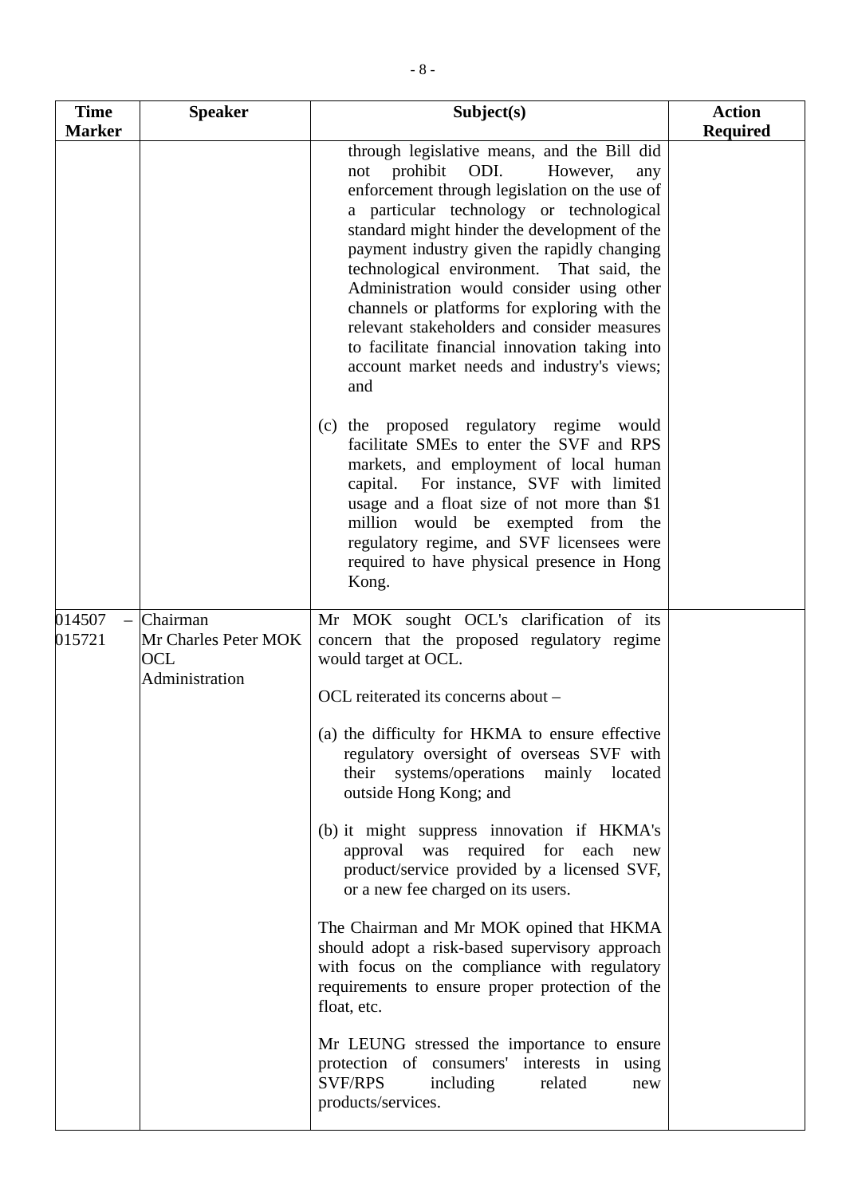| Time Marker | Speaker | Subject(s) | Action Required |
|---|---|---|---|
| | | through legislative means, and the Bill did not prohibit ODI. However, any enforcement through legislation on the use of a particular technology or technological standard might hinder the development of the payment industry given the rapidly changing technological environment. That said, the Administration would consider using other channels or platforms for exploring with the relevant stakeholders and consider measures to facilitate financial innovation taking into account market needs and industry's views; and<br><br>(c) the proposed regulatory regime would facilitate SMEs to enter the SVF and RPS markets, and employment of local human capital. For instance, SVF with limited usage and a float size of not more than $1 million would be exempted from the regulatory regime, and SVF licensees were required to have physical presence in Hong Kong. | |
| 014507 – 015721 | Chairman<br>Mr Charles Peter MOK<br>OCL<br>Administration | Mr MOK sought OCL's clarification of its concern that the proposed regulatory regime would target at OCL.<br><br>OCL reiterated its concerns about –<br><br>(a) the difficulty for HKMA to ensure effective regulatory oversight of overseas SVF with their systems/operations mainly located outside Hong Kong; and<br><br>(b) it might suppress innovation if HKMA's approval was required for each new product/service provided by a licensed SVF, or a new fee charged on its users.<br><br>The Chairman and Mr MOK opined that HKMA should adopt a risk-based supervisory approach with focus on the compliance with regulatory requirements to ensure proper protection of the float, etc.<br><br>Mr LEUNG stressed the importance to ensure protection of consumers' interests in using SVF/RPS including related new products/services. | |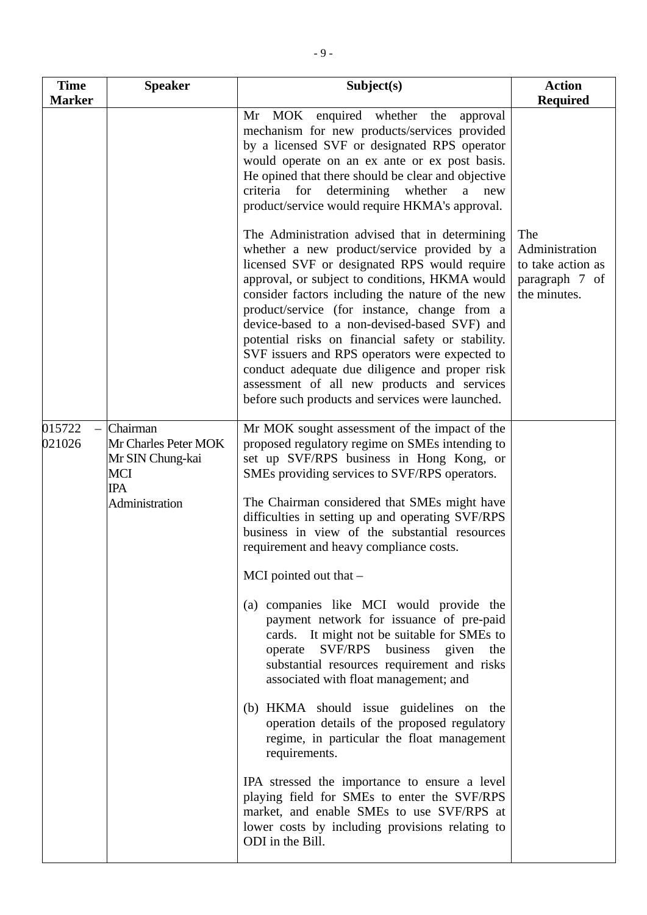| Time Marker | Speaker | Subject(s) | Action Required |
|---|---|---|---|
| | | Mr MOK enquired whether the approval mechanism for new products/services provided by a licensed SVF or designated RPS operator would operate on an ex ante or ex post basis. He opined that there should be clear and objective criteria for determining whether a new product/service would require HKMA's approval.<br><br>The Administration advised that in determining whether a new product/service provided by a licensed SVF or designated RPS would require approval, or subject to conditions, HKMA would consider factors including the nature of the new product/service (for instance, change from a device-based to a non-devised-based SVF) and potential risks on financial safety or stability. SVF issuers and RPS operators were expected to conduct adequate due diligence and proper risk assessment of all new products and services before such products and services were launched. | The Administration to take action as paragraph 7 of the minutes. |
| 015722 – 021026 | Chairman<br>Mr Charles Peter MOK<br>Mr SIN Chung-kai<br>MCI<br>IPA<br>Administration | Mr MOK sought assessment of the impact of the proposed regulatory regime on SMEs intending to set up SVF/RPS business in Hong Kong, or SMEs providing services to SVF/RPS operators.<br><br>The Chairman considered that SMEs might have difficulties in setting up and operating SVF/RPS business in view of the substantial resources requirement and heavy compliance costs.<br><br>MCI pointed out that –<br><br>(a) companies like MCI would provide the payment network for issuance of pre-paid cards. It might not be suitable for SMEs to operate SVF/RPS business given the substantial resources requirement and risks associated with float management; and<br><br>(b) HKMA should issue guidelines on the operation details of the proposed regulatory regime, in particular the float management requirements.<br><br>IPA stressed the importance to ensure a level playing field for SMEs to enter the SVF/RPS market, and enable SMEs to use SVF/RPS at lower costs by including provisions relating to ODI in the Bill. | |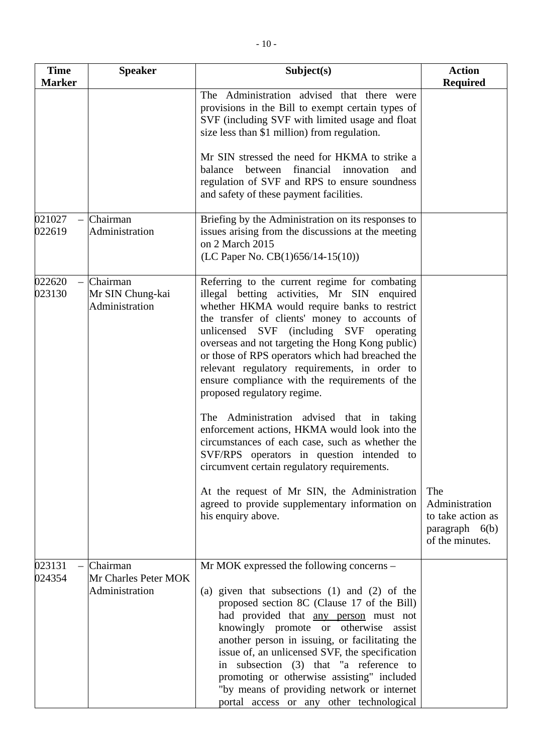| Time Marker | Speaker | Subject(s) | Action Required |
|---|---|---|---|
| | | The Administration advised that there were provisions in the Bill to exempt certain types of SVF (including SVF with limited usage and float size less than $1 million) from regulation.<br><br>Mr SIN stressed the need for HKMA to strike a balance between financial innovation and regulation of SVF and RPS to ensure soundness and safety of these payment facilities. | |
| 021027 – 022619 | Chairman<br>Administration | Briefing by the Administration on its responses to issues arising from the discussions at the meeting on 2 March 2015<br>(LC Paper No. CB(1)656/14-15(10)) | |
| 022620 – 023130 | Chairman<br>Mr SIN Chung-kai<br>Administration | Referring to the current regime for combating illegal betting activities, Mr SIN enquired whether HKMA would require banks to restrict the transfer of clients' money to accounts of unlicensed SVF (including SVF operating overseas and not targeting the Hong Kong public) or those of RPS operators which had breached the relevant regulatory requirements, in order to ensure compliance with the requirements of the proposed regulatory regime.<br><br>The Administration advised that in taking enforcement actions, HKMA would look into the circumstances of each case, such as whether the SVF/RPS operators in question intended to circumvent certain regulatory requirements.<br><br>At the request of Mr SIN, the Administration agreed to provide supplementary information on his enquiry above. | The Administration to take action as paragraph 6(b) of the minutes. |
| 023131 – 024354 | Chairman<br>Mr Charles Peter MOK<br>Administration | Mr MOK expressed the following concerns –<br><br>(a) given that subsections (1) and (2) of the proposed section 8C (Clause 17 of the Bill) had provided that <u>any person</u> must not knowingly promote or otherwise assist another person in issuing, or facilitating the issue of, an unlicensed SVF, the specification in subsection (3) that "a reference to promoting or otherwise assisting" included "by means of providing network or internet portal access or any other technological | |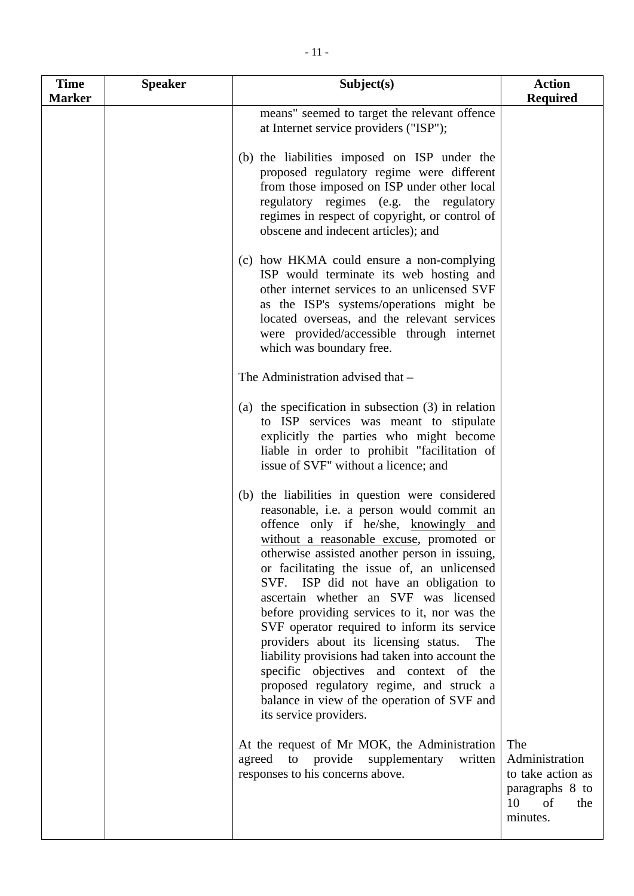| Time Marker | Speaker | Subject(s) | Action Required |
|---|---|---|---|
| | | means" seemed to target the relevant offence at Internet service providers ("ISP");<br><br>(b) the liabilities imposed on ISP under the proposed regulatory regime were different from those imposed on ISP under other local regulatory regimes (e.g. the regulatory regimes in respect of copyright, or control of obscene and indecent articles); and<br><br>(c) how HKMA could ensure a non-complying ISP would terminate its web hosting and other internet services to an unlicensed SVF as the ISP's systems/operations might be located overseas, and the relevant services were provided/accessible through internet which was boundary free.<br><br>The Administration advised that –<br><br>(a) the specification in subsection (3) in relation to ISP services was meant to stipulate explicitly the parties who might become liable in order to prohibit "facilitation of issue of SVF" without a licence; and<br><br>(b) the liabilities in question were considered reasonable, i.e. a person would commit an offence only if he/she, <u>knowingly and without a reasonable excuse</u>, promoted or otherwise assisted another person in issuing, or facilitating the issue of, an unlicensed SVF. ISP did not have an obligation to ascertain whether an SVF was licensed before providing services to it, nor was the SVF operator required to inform its service providers about its licensing status. The liability provisions had taken into account the specific objectives and context of the proposed regulatory regime, and struck a balance in view of the operation of SVF and its service providers.<br><br>At the request of Mr MOK, the Administration agreed to provide supplementary written responses to his concerns above. | <br><br><br><br><br><br><br><br><br><br><br><br><br><br><br><br><br><br><br><br><br><br><br><br><br><br><br><br><br><br><br><br><br>The Administration to take action as paragraphs 8 to 10 of the minutes. |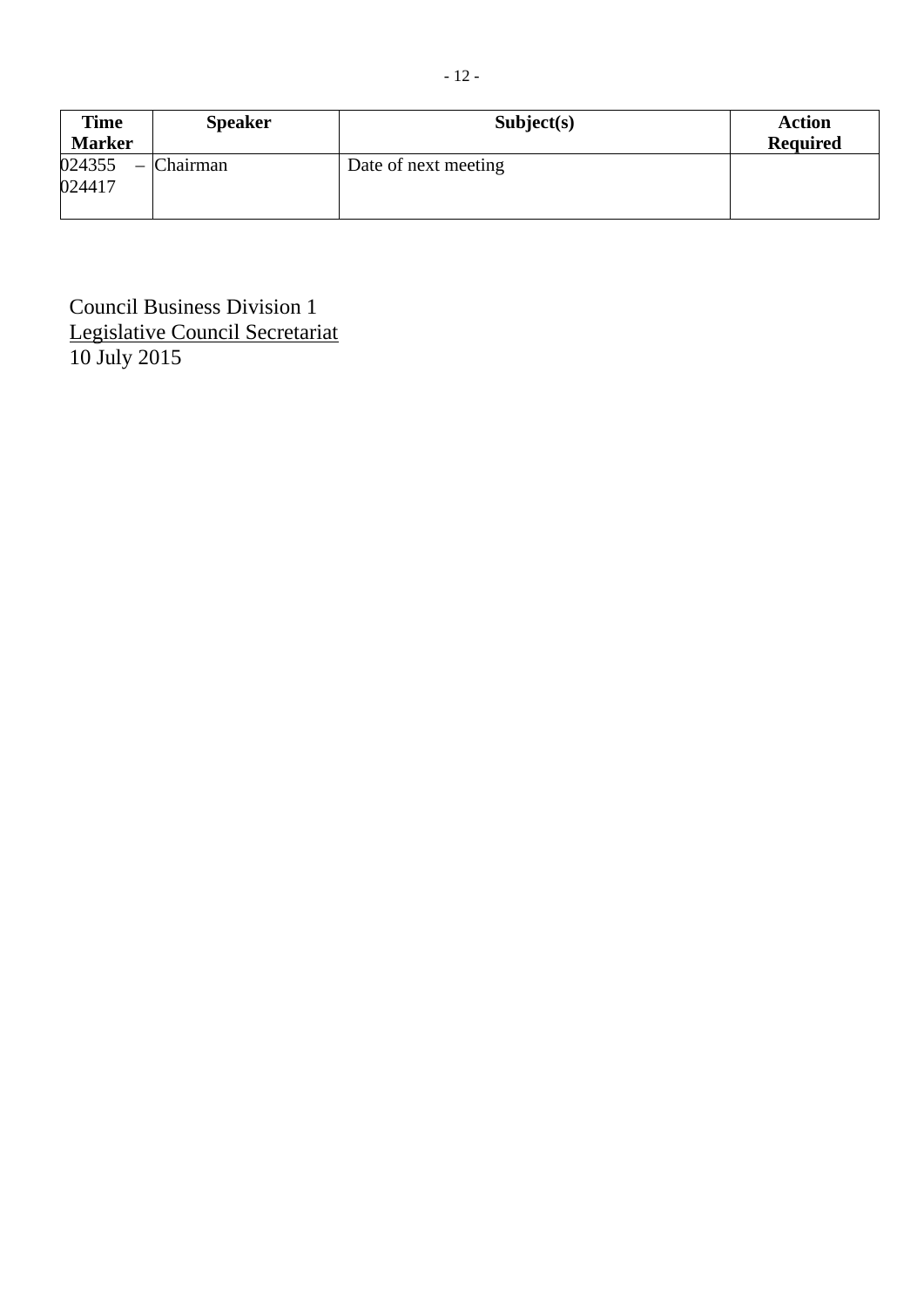| Time Marker | Speaker | Subject(s) | Action Required |
| --- | --- | --- | --- |
| 024355 – 024417 | Chairman | Date of next meeting | |

Council Business Division 1
Legislative Council Secretariat
10 July 2015